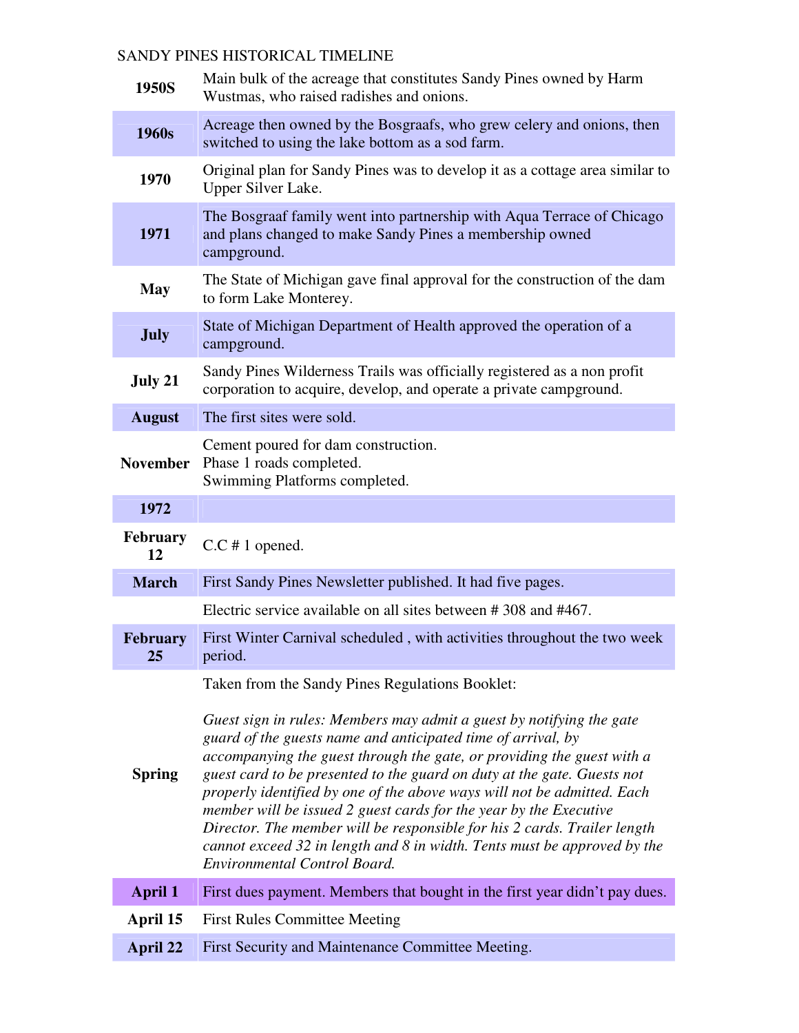SANDY PINES HISTORICAL TIMELINE

| | |
|---|---|
| **1950S** | Main bulk of the acreage that constitutes Sandy Pines owned by Harm Wustmas, who raised radishes and onions. |
| **1960s** | Acreage then owned by the Bosgraafs, who grew celery and onions, then switched to using the lake bottom as a sod farm. |
| **1970** | Original plan for Sandy Pines was to develop it as a cottage area similar to Upper Silver Lake. |
| **1971** | The Bosgraaf family went into partnership with Aqua Terrace of Chicago and plans changed to make Sandy Pines a membership owned campground. |
| **May** | The State of Michigan gave final approval for the construction of the dam to form Lake Monterey. |
| **July** | State of Michigan Department of Health approved the operation of a campground. |
| **July 21** | Sandy Pines Wilderness Trails was officially registered as a non profit corporation to acquire, develop, and operate a private campground. |
| **August** | The first sites were sold. |
| **November** | Cement poured for dam construction.<br>Phase 1 roads completed.<br>Swimming Platforms completed. |
| **1972** | |
| **February 12** | C.C # 1 opened. |
| **March** | First Sandy Pines Newsletter published. It had five pages. |
| | Electric service available on all sites between # 308 and #467. |
| **February 25** | First Winter Carnival scheduled , with activities throughout the two week period. |
| **Spring** | Taken from the Sandy Pines Regulations Booklet:<br><br>*Guest sign in rules: Members may admit a guest by notifying the gate guard of the guests name and anticipated time of arrival, by accompanying the guest through the gate, or providing the guest with a guest card to be presented to the guard on duty at the gate. Guests not properly identified by one of the above ways will not be admitted. Each member will be issued 2 guest cards for the year by the Executive Director. The member will be responsible for his 2 cards. Trailer length cannot exceed 32 in length and 8 in width. Tents must be approved by the Environmental Control Board.* |
| **April 1** | First dues payment. Members that bought in the first year didn't pay dues. |
| **April 15** | First Rules Committee Meeting |
| **April 22** | First Security and Maintenance Committee Meeting. |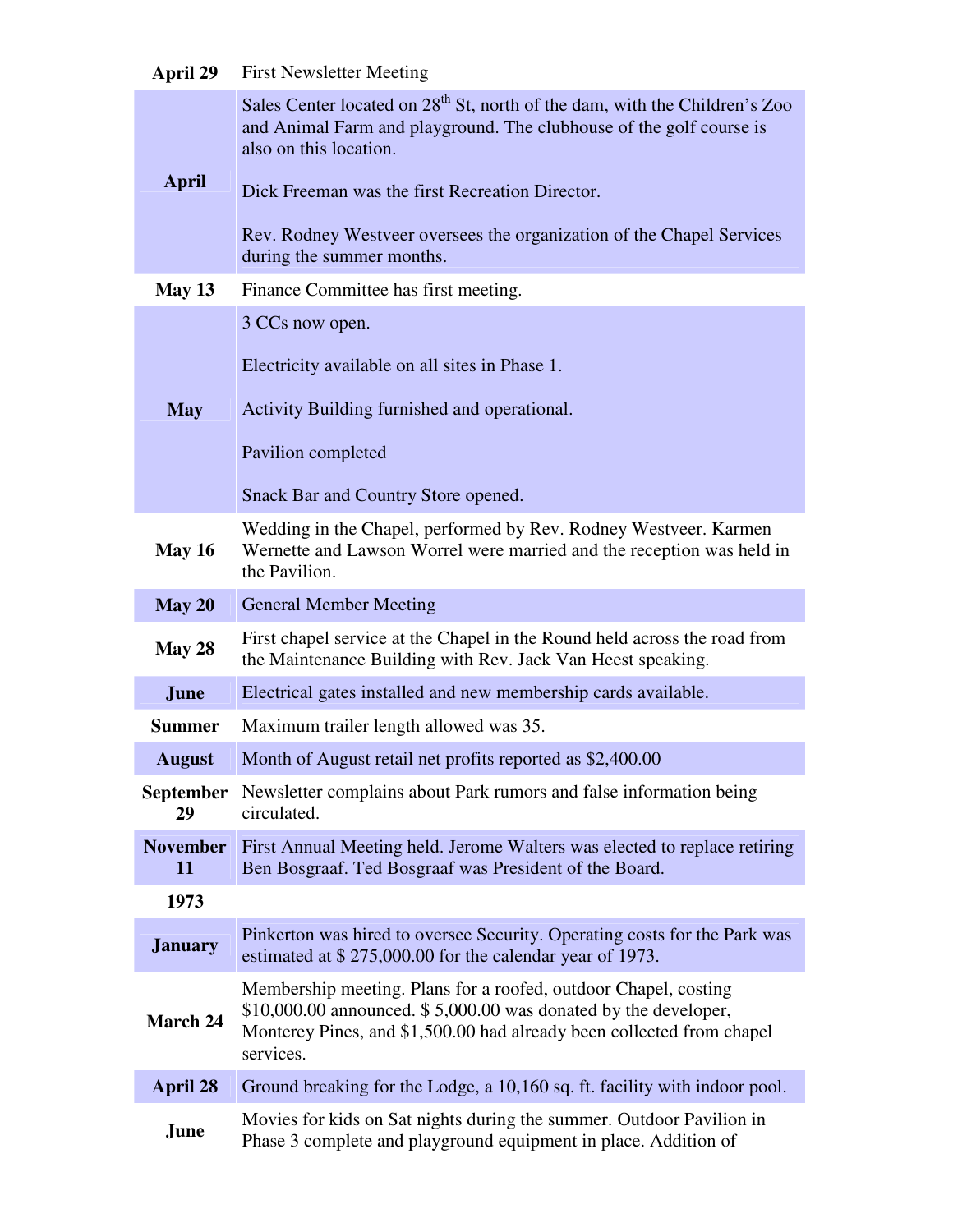| | |
|---|---|
| **April 29** | First Newsletter Meeting |
| **April** | Sales Center located on 28th St, north of the dam, with the Children's Zoo and Animal Farm and playground. The clubhouse of the golf course is also on this location.<br><br>Dick Freeman was the first Recreation Director.<br><br>Rev. Rodney Westveer oversees the organization of the Chapel Services during the summer months. |
| **May 13** | Finance Committee has first meeting. |
| **May** | 3 CCs now open.<br><br>Electricity available on all sites in Phase 1.<br><br>Activity Building furnished and operational.<br><br>Pavilion completed<br><br>Snack Bar and Country Store opened. |
| **May 16** | Wedding in the Chapel, performed by Rev. Rodney Westveer. Karmen Wernette and Lawson Worrel were married and the reception was held in the Pavilion. |
| **May 20** | General Member Meeting |
| **May 28** | First chapel service at the Chapel in the Round held across the road from the Maintenance Building with Rev. Jack Van Heest speaking. |
| **June** | Electrical gates installed and new membership cards available. |
| **Summer** | Maximum trailer length allowed was 35. |
| **August** | Month of August retail net profits reported as $2,400.00 |
| **September 29** | Newsletter complains about Park rumors and false information being circulated. |
| **November 11** | First Annual Meeting held. Jerome Walters was elected to replace retiring Ben Bosgraaf. Ted Bosgraaf was President of the Board. |
| **1973** | |
| **January** | Pinkerton was hired to oversee Security. Operating costs for the Park was estimated at $ 275,000.00 for the calendar year of 1973. |
| **March 24** | Membership meeting. Plans for a roofed, outdoor Chapel, costing $10,000.00 announced. $ 5,000.00 was donated by the developer, Monterey Pines, and $1,500.00 had already been collected from chapel services. |
| **April 28** | Ground breaking for the Lodge, a 10,160 sq. ft. facility with indoor pool. |
| **June** | Movies for kids on Sat nights during the summer. Outdoor Pavilion in Phase 3 complete and playground equipment in place. Addition of |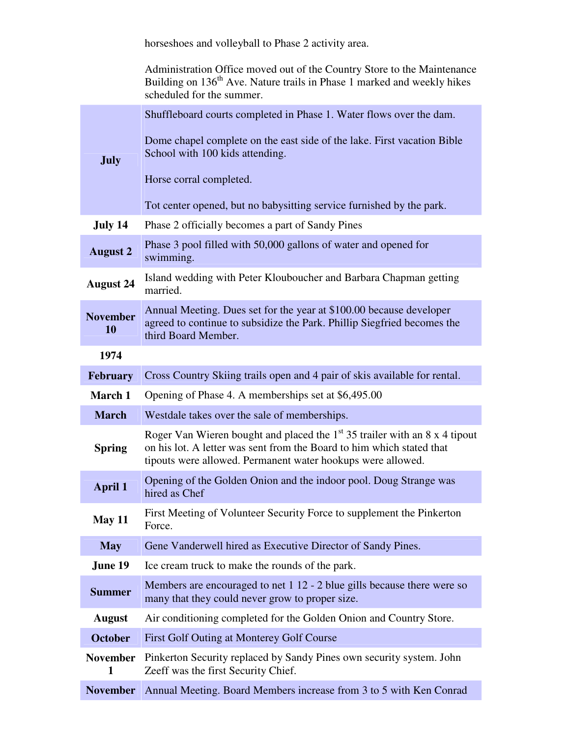| | |
|---|---|
| | horseshoes and volleyball to Phase 2 activity area.<br><br>Administration Office moved out of the Country Store to the Maintenance Building on 136th Ave. Nature trails in Phase 1 marked and weekly hikes scheduled for the summer. |
| **July** | Shuffleboard courts completed in Phase 1. Water flows over the dam.<br><br>Dome chapel complete on the east side of the lake. First vacation Bible School with 100 kids attending.<br><br>Horse corral completed.<br><br>Tot center opened, but no babysitting service furnished by the park. |
| **July 14** | Phase 2 officially becomes a part of Sandy Pines |
| **August 2** | Phase 3 pool filled with 50,000 gallons of water and opened for swimming. |
| **August 24** | Island wedding with Peter Klouboucher and Barbara Chapman getting married. |
| **November 10** | Annual Meeting. Dues set for the year at $100.00 because developer agreed to continue to subsidize the Park. Phillip Siegfried becomes the third Board Member. |
| **1974** | |
| **February** | Cross Country Skiing trails open and 4 pair of skis available for rental. |
| **March 1** | Opening of Phase 4. A memberships set at $6,495.00 |
| **March** | Westdale takes over the sale of memberships. |
| **Spring** | Roger Van Wieren bought and placed the 1st 35 trailer with an 8 x 4 tipout on his lot. A letter was sent from the Board to him which stated that tipouts were allowed. Permanent water hookups were allowed. |
| **April 1** | Opening of the Golden Onion and the indoor pool. Doug Strange was hired as Chef |
| **May 11** | First Meeting of Volunteer Security Force to supplement the Pinkerton Force. |
| **May** | Gene Vanderwell hired as Executive Director of Sandy Pines. |
| **June 19** | Ice cream truck to make the rounds of the park. |
| **Summer** | Members are encouraged to net 1 12 - 2 blue gills because there were so many that they could never grow to proper size. |
| **August** | Air conditioning completed for the Golden Onion and Country Store. |
| **October** | First Golf Outing at Monterey Golf Course |
| **November 1** | Pinkerton Security replaced by Sandy Pines own security system. John Zeeff was the first Security Chief. |
| **November** | Annual Meeting. Board Members increase from 3 to 5 with Ken Conrad |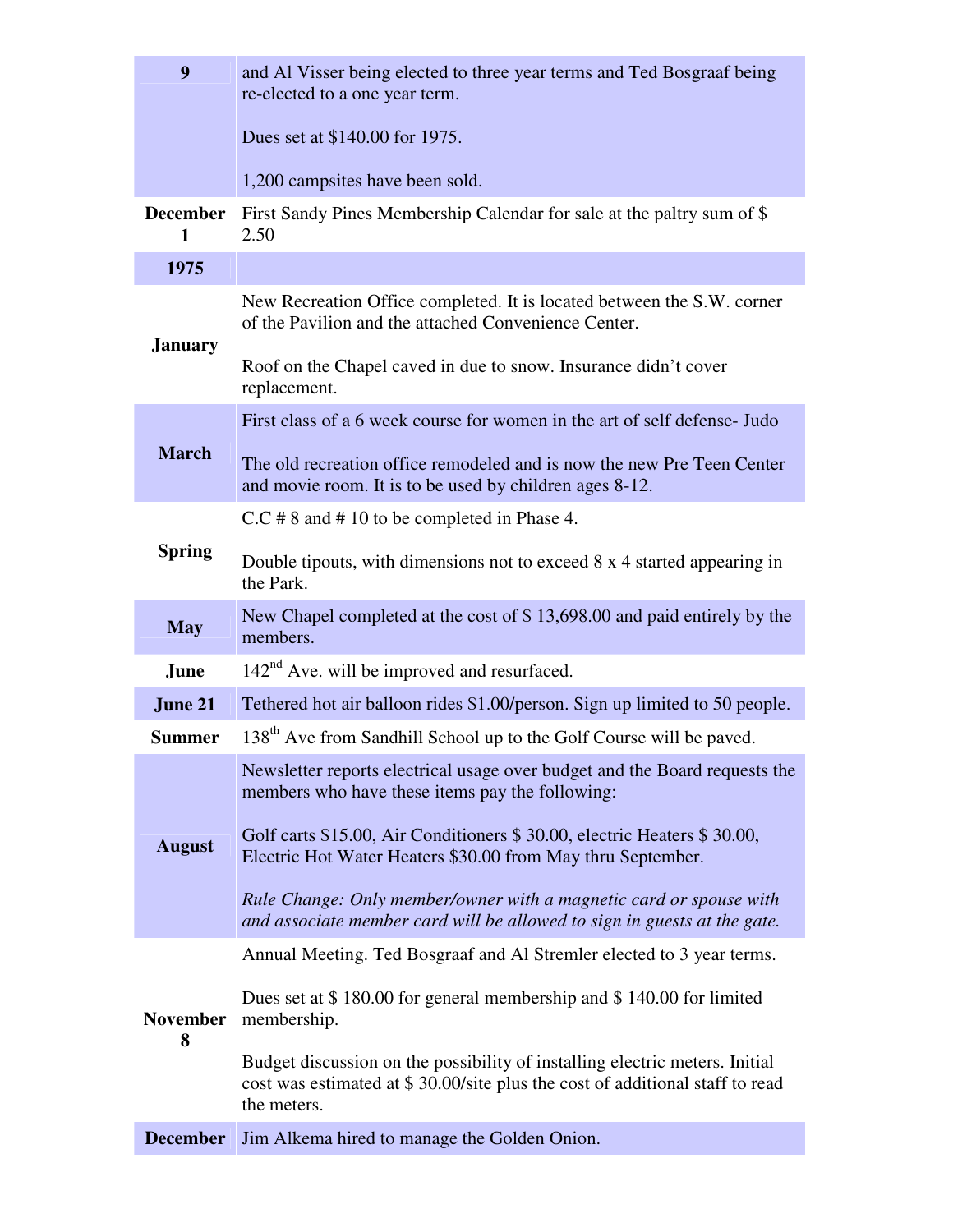| | |
|---|---|
| **9** | and Al Visser being elected to three year terms and Ted Bosgraaf being re-elected to a one year term.<br><br>Dues set at $140.00 for 1975.<br><br>1,200 campsites have been sold. |
| **December 1** | First Sandy Pines Membership Calendar for sale at the paltry sum of $ 2.50 |
| **1975** | |
| **January** | New Recreation Office completed. It is located between the S.W. corner of the Pavilion and the attached Convenience Center.<br><br>Roof on the Chapel caved in due to snow. Insurance didn't cover replacement. |
| **March** | First class of a 6 week course for women in the art of self defense- Judo<br><br>The old recreation office remodeled and is now the new Pre Teen Center and movie room. It is to be used by children ages 8-12. |
| **Spring** | C.C # 8 and # 10 to be completed in Phase 4.<br><br>Double tipouts, with dimensions not to exceed 8 x 4 started appearing in the Park. |
| **May** | New Chapel completed at the cost of $ 13,698.00 and paid entirely by the members. |
| **June** | 142nd Ave. will be improved and resurfaced. |
| **June 21** | Tethered hot air balloon rides $1.00/person. Sign up limited to 50 people. |
| **Summer** | 138th Ave from Sandhill School up to the Golf Course will be paved. |
| **August** | Newsletter reports electrical usage over budget and the Board requests the members who have these items pay the following:<br><br>Golf carts $15.00, Air Conditioners $ 30.00, electric Heaters $ 30.00, Electric Hot Water Heaters $30.00 from May thru September.<br><br>*Rule Change: Only member/owner with a magnetic card or spouse with and associate member card will be allowed to sign in guests at the gate.* |
| **November 8** | Annual Meeting. Ted Bosgraaf and Al Stremler elected to 3 year terms.<br><br>Dues set at $ 180.00 for general membership and $ 140.00 for limited membership.<br><br>Budget discussion on the possibility of installing electric meters. Initial cost was estimated at $ 30.00/site plus the cost of additional staff to read the meters. |
| **December** | Jim Alkema hired to manage the Golden Onion. |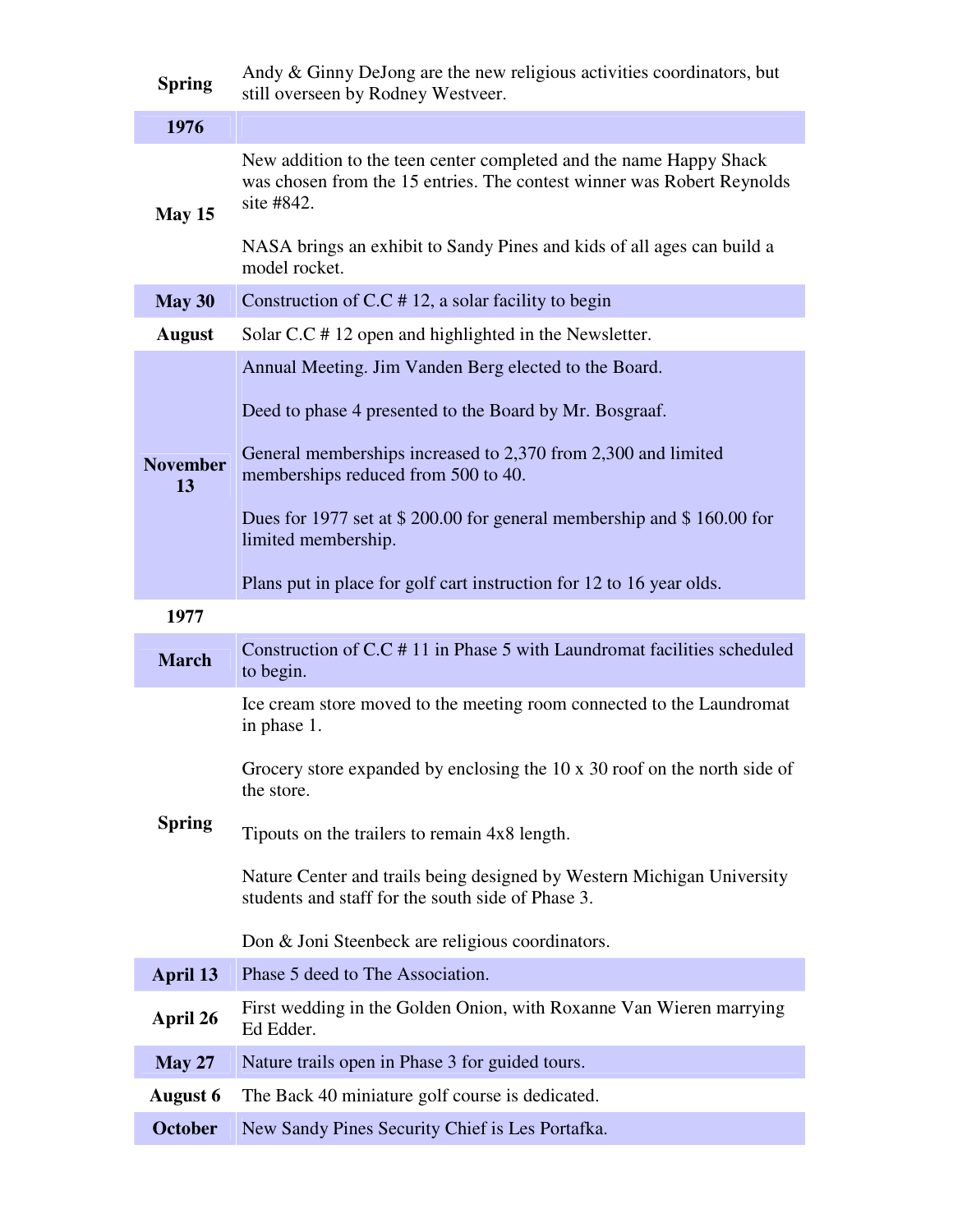| | |
|---|---|
| **Spring** | Andy & Ginny DeJong are the new religious activities coordinators, but still overseen by Rodney Westveer. |
| **1976** | |
| **May 15** | New addition to the teen center completed and the name Happy Shack was chosen from the 15 entries. The contest winner was Robert Reynolds site #842.<br><br>NASA brings an exhibit to Sandy Pines and kids of all ages can build a model rocket. |
| **May 30** | Construction of C.C # 12, a solar facility to begin |
| **August** | Solar C.C # 12 open and highlighted in the Newsletter. |
| **November 13** | Annual Meeting. Jim Vanden Berg elected to the Board.<br><br>Deed to phase 4 presented to the Board by Mr. Bosgraaf.<br><br>General memberships increased to 2,370 from 2,300 and limited memberships reduced from 500 to 40.<br><br>Dues for 1977 set at $ 200.00 for general membership and $ 160.00 for limited membership.<br><br>Plans put in place for golf cart instruction for 12 to 16 year olds. |
| **1977** | |
| **March** | Construction of C.C # 11 in Phase 5 with Laundromat facilities scheduled to begin. |
| **Spring** | Ice cream store moved to the meeting room connected to the Laundromat in phase 1.<br><br>Grocery store expanded by enclosing the 10 x 30 roof on the north side of the store.<br><br>Tipouts on the trailers to remain 4x8 length.<br><br>Nature Center and trails being designed by Western Michigan University students and staff for the south side of Phase 3.<br><br>Don & Joni Steenbeck are religious coordinators. |
| **April 13** | Phase 5 deed to The Association. |
| **April 26** | First wedding in the Golden Onion, with Roxanne Van Wieren marrying Ed Edder. |
| **May 27** | Nature trails open in Phase 3 for guided tours. |
| **August 6** | The Back 40 miniature golf course is dedicated. |
| **October** | New Sandy Pines Security Chief is Les Portafka. |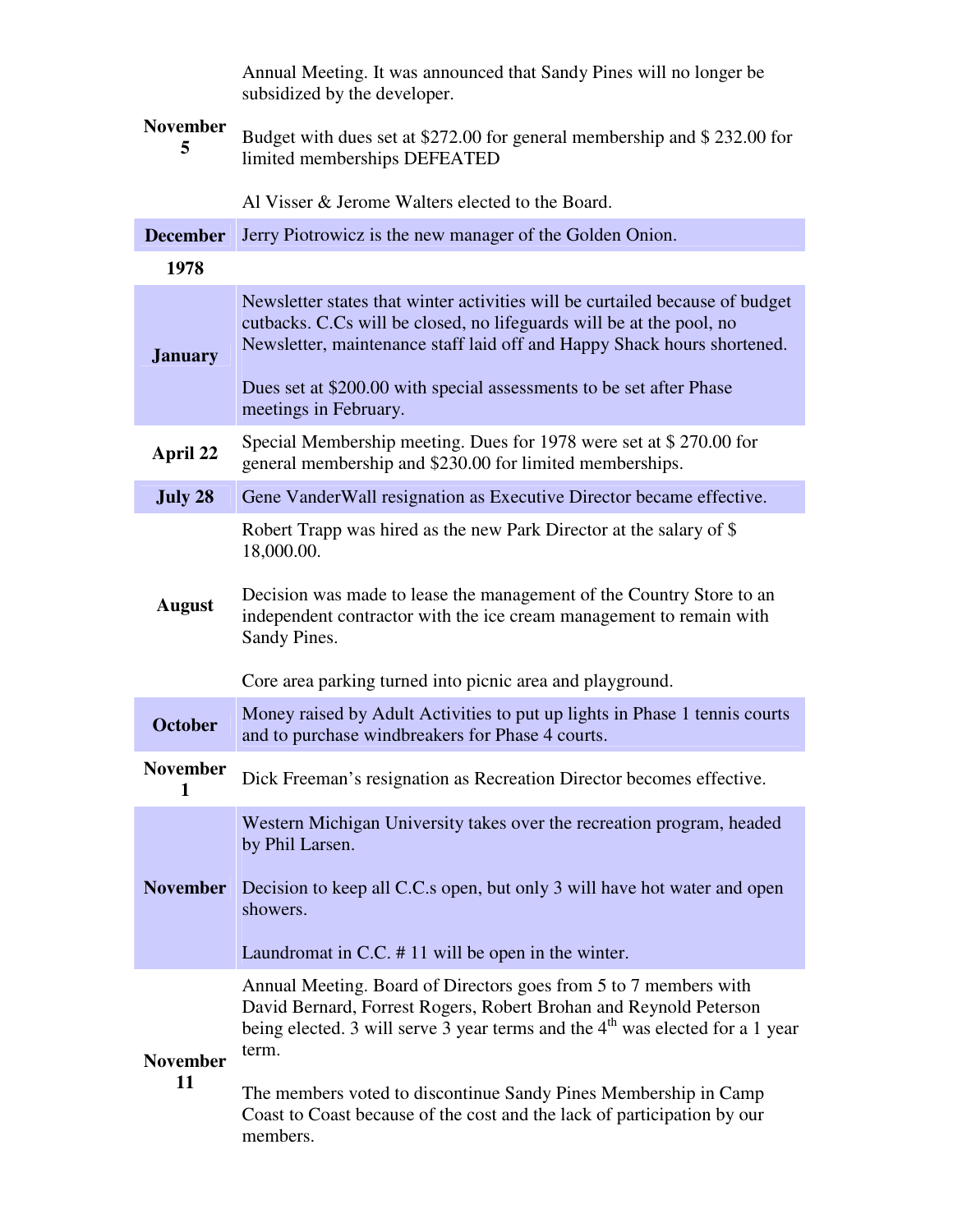| | |
|---|---|
| | Annual Meeting. It was announced that Sandy Pines will no longer be subsidized by the developer. |
| **November 5** | Budget with dues set at $272.00 for general membership and $ 232.00 for limited memberships DEFEATED<br><br>Al Visser & Jerome Walters elected to the Board. |
| **December** | Jerry Piotrowicz is the new manager of the Golden Onion. |
| **1978** | |
| **January** | Newsletter states that winter activities will be curtailed because of budget cutbacks. C.Cs will be closed, no lifeguards will be at the pool, no Newsletter, maintenance staff laid off and Happy Shack hours shortened.<br><br>Dues set at $200.00 with special assessments to be set after Phase meetings in February. |
| **April 22** | Special Membership meeting. Dues for 1978 were set at $ 270.00 for general membership and $230.00 for limited memberships. |
| **July 28** | Gene VanderWall resignation as Executive Director became effective. |
| **August** | Robert Trapp was hired as the new Park Director at the salary of $ 18,000.00.<br><br>Decision was made to lease the management of the Country Store to an independent contractor with the ice cream management to remain with Sandy Pines.<br><br>Core area parking turned into picnic area and playground. |
| **October** | Money raised by Adult Activities to put up lights in Phase 1 tennis courts and to purchase windbreakers for Phase 4 courts. |
| **November 1** | Dick Freeman's resignation as Recreation Director becomes effective. |
| **November** | Western Michigan University takes over the recreation program, headed by Phil Larsen.<br><br>Decision to keep all C.C.s open, but only 3 will have hot water and open showers.<br><br>Laundromat in C.C. # 11 will be open in the winter. |
| **November 11** | Annual Meeting. Board of Directors goes from 5 to 7 members with David Bernard, Forrest Rogers, Robert Brohan and Reynold Peterson being elected. 3 will serve 3 year terms and the 4th was elected for a 1 year term.<br><br>The members voted to discontinue Sandy Pines Membership in Camp Coast to Coast because of the cost and the lack of participation by our members. |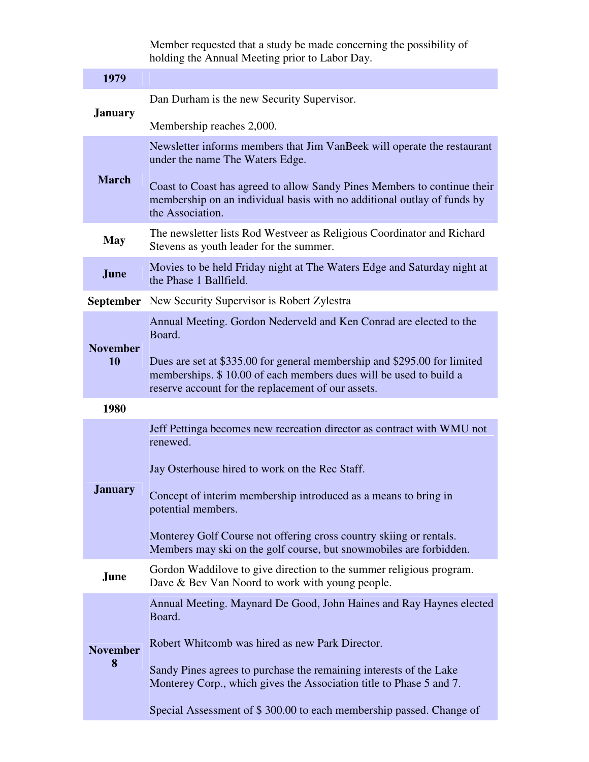|  | Member requested that a study be made concerning the possibility of holding the Annual Meeting prior to Labor Day. |
|---|---|
| **1979** | |
| **January** | Dan Durham is the new Security Supervisor.<br><br>Membership reaches 2,000. |
| **March** | Newsletter informs members that Jim VanBeek will operate the restaurant under the name The Waters Edge.<br><br>Coast to Coast has agreed to allow Sandy Pines Members to continue their membership on an individual basis with no additional outlay of funds by the Association. |
| **May** | The newsletter lists Rod Westveer as Religious Coordinator and Richard Stevens as youth leader for the summer. |
| **June** | Movies to be held Friday night at The Waters Edge and Saturday night at the Phase 1 Ballfield. |
| **September** | New Security Supervisor is Robert Zylestra |
| **November 10** | Annual Meeting. Gordon Nederveld and Ken Conrad are elected to the Board.<br><br>Dues are set at $335.00 for general membership and $295.00 for limited memberships. $ 10.00 of each members dues will be used to build a reserve account for the replacement of our assets. |
| **1980** | |
| **January** | Jeff Pettinga becomes new recreation director as contract with WMU not renewed.<br><br>Jay Osterhouse hired to work on the Rec Staff.<br><br>Concept of interim membership introduced as a means to bring in potential members.<br><br>Monterey Golf Course not offering cross country skiing or rentals. Members may ski on the golf course, but snowmobiles are forbidden. |
| **June** | Gordon Waddilove to give direction to the summer religious program. Dave & Bev Van Noord to work with young people. |
| **November 8** | Annual Meeting. Maynard De Good, John Haines and Ray Haynes elected Board.<br><br>Robert Whitcomb was hired as new Park Director.<br><br>Sandy Pines agrees to purchase the remaining interests of the Lake Monterey Corp., which gives the Association title to Phase 5 and 7.<br><br>Special Assessment of $ 300.00 to each membership passed. Change of |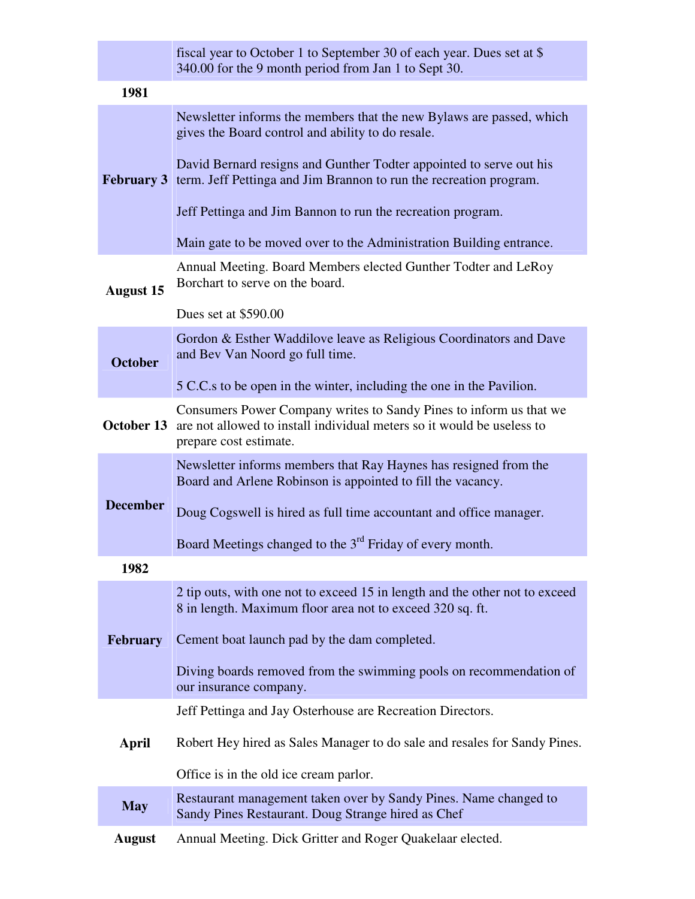| | |
|---|---|
| | fiscal year to October 1 to September 30 of each year. Dues set at $ 340.00 for the 9 month period from Jan 1 to Sept 30. |
| **1981** | |
| **February 3** | Newsletter informs the members that the new Bylaws are passed, which gives the Board control and ability to do resale.<br><br>David Bernard resigns and Gunther Todter appointed to serve out his term. Jeff Pettinga and Jim Brannon to run the recreation program.<br><br>Jeff Pettinga and Jim Bannon to run the recreation program.<br><br>Main gate to be moved over to the Administration Building entrance. |
| **August 15** | Annual Meeting. Board Members elected Gunther Todter and LeRoy Borchart to serve on the board.<br><br>Dues set at $590.00 |
| **October** | Gordon & Esther Waddilove leave as Religious Coordinators and Dave and Bev Van Noord go full time.<br><br>5 C.C.s to be open in the winter, including the one in the Pavilion. |
| **October 13** | Consumers Power Company writes to Sandy Pines to inform us that we are not allowed to install individual meters so it would be useless to prepare cost estimate. |
| **December** | Newsletter informs members that Ray Haynes has resigned from the Board and Arlene Robinson is appointed to fill the vacancy.<br><br>Doug Cogswell is hired as full time accountant and office manager.<br><br>Board Meetings changed to the 3rd Friday of every month. |
| **1982** | |
| **February** | 2 tip outs, with one not to exceed 15 in length and the other not to exceed 8 in length. Maximum floor area not to exceed 320 sq. ft.<br><br>Cement boat launch pad by the dam completed.<br><br>Diving boards removed from the swimming pools on recommendation of our insurance company. |
| **April** | Jeff Pettinga and Jay Osterhouse are Recreation Directors.<br><br>Robert Hey hired as Sales Manager to do sale and resales for Sandy Pines.<br><br>Office is in the old ice cream parlor. |
| **May** | Restaurant management taken over by Sandy Pines. Name changed to Sandy Pines Restaurant. Doug Strange hired as Chef |
| **August** | Annual Meeting. Dick Gritter and Roger Quakelaar elected. |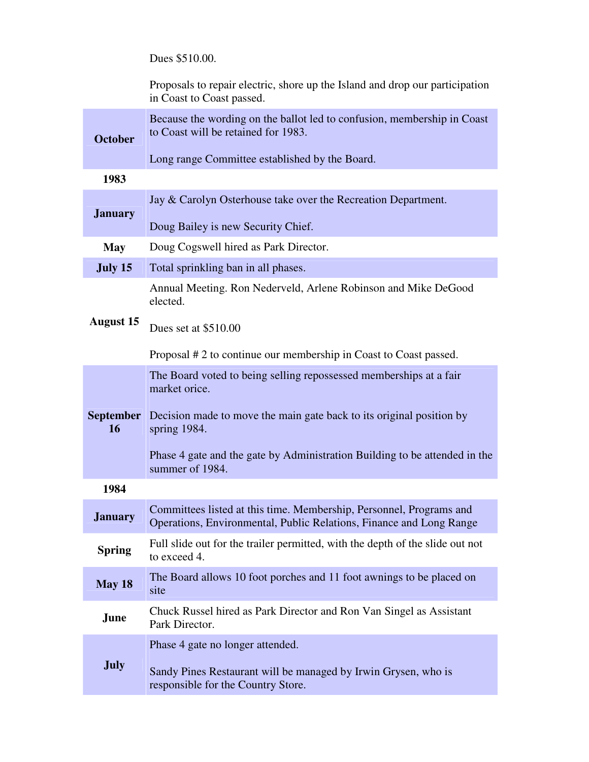| | |
|---|---|
| | Dues $510.00.<br><br>Proposals to repair electric, shore up the Island and drop our participation in Coast to Coast passed. |
| **October** | Because the wording on the ballot led to confusion, membership in Coast to Coast will be retained for 1983.<br><br>Long range Committee established by the Board. |
| **1983** | |
| **January** | Jay & Carolyn Osterhouse take over the Recreation Department.<br><br>Doug Bailey is new Security Chief. |
| **May** | Doug Cogswell hired as Park Director. |
| **July 15** | Total sprinkling ban in all phases. |
| **August 15** | Annual Meeting. Ron Nederveld, Arlene Robinson and Mike DeGood elected.<br><br>Dues set at $510.00<br><br>Proposal # 2 to continue our membership in Coast to Coast passed. |
| **September 16** | The Board voted to being selling repossessed memberships at a fair market orice.<br><br>Decision made to move the main gate back to its original position by spring 1984.<br><br>Phase 4 gate and the gate by Administration Building to be attended in the summer of 1984. |
| **1984** | |
| **January** | Committees listed at this time. Membership, Personnel, Programs and Operations, Environmental, Public Relations, Finance and Long Range |
| **Spring** | Full slide out for the trailer permitted, with the depth of the slide out not to exceed 4. |
| **May 18** | The Board allows 10 foot porches and 11 foot awnings to be placed on site |
| **June** | Chuck Russel hired as Park Director and Ron Van Singel as Assistant Park Director. |
| **July** | Phase 4 gate no longer attended.<br><br>Sandy Pines Restaurant will be managed by Irwin Grysen, who is responsible for the Country Store. |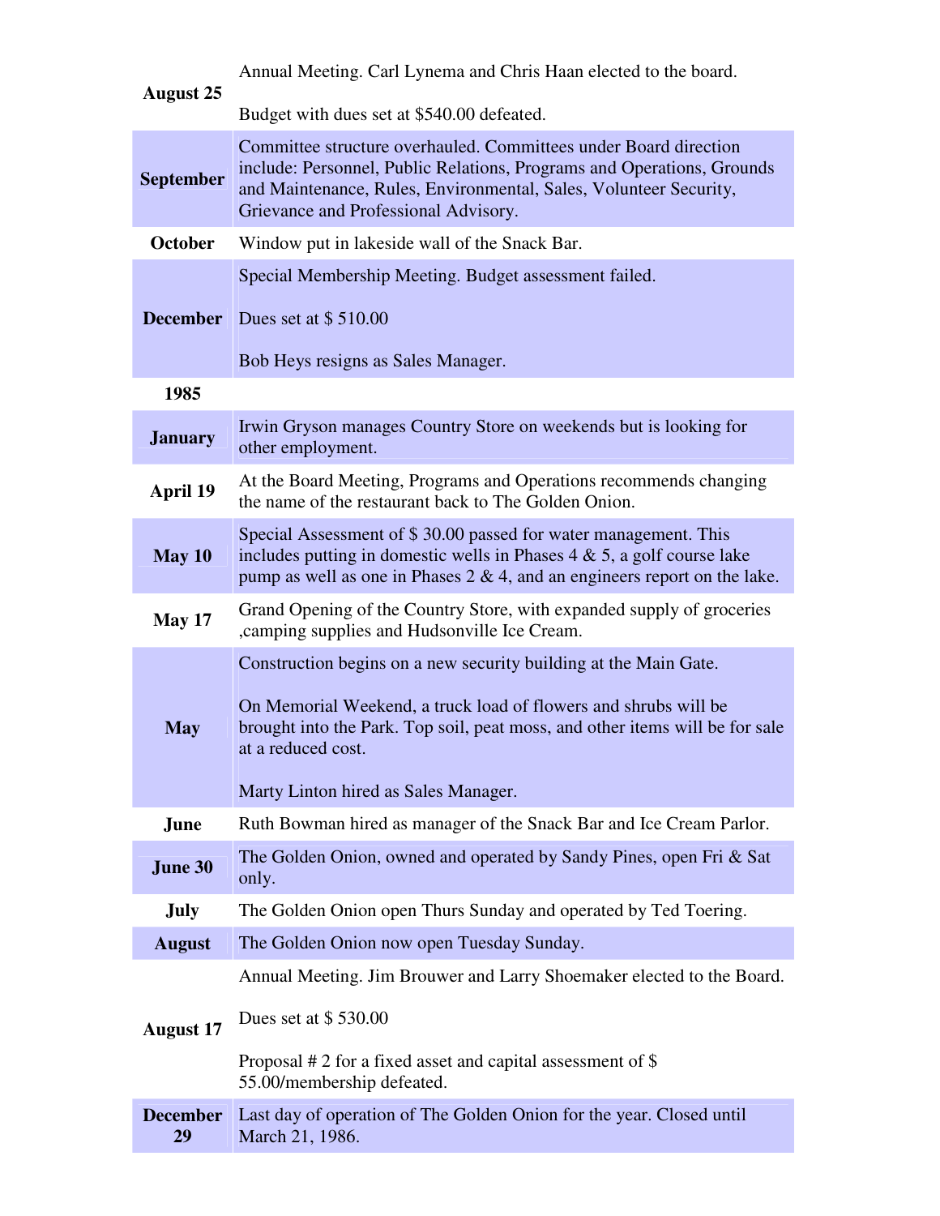| | |
|---|---|
| **August 25** | Annual Meeting. Carl Lynema and Chris Haan elected to the board.<br><br>Budget with dues set at $540.00 defeated. |
| **September** | Committee structure overhauled. Committees under Board direction include: Personnel, Public Relations, Programs and Operations, Grounds and Maintenance, Rules, Environmental, Sales, Volunteer Security, Grievance and Professional Advisory. |
| **October** | Window put in lakeside wall of the Snack Bar. |
| **December** | Special Membership Meeting. Budget assessment failed.<br><br>Dues set at $ 510.00<br><br>Bob Heys resigns as Sales Manager. |
| **1985** | |
| **January** | Irwin Gryson manages Country Store on weekends but is looking for other employment. |
| **April 19** | At the Board Meeting, Programs and Operations recommends changing the name of the restaurant back to The Golden Onion. |
| **May 10** | Special Assessment of $ 30.00 passed for water management. This includes putting in domestic wells in Phases 4 & 5, a golf course lake pump as well as one in Phases 2 & 4, and an engineers report on the lake. |
| **May 17** | Grand Opening of the Country Store, with expanded supply of groceries ,camping supplies and Hudsonville Ice Cream. |
| **May** | Construction begins on a new security building at the Main Gate.<br><br>On Memorial Weekend, a truck load of flowers and shrubs will be brought into the Park. Top soil, peat moss, and other items will be for sale at a reduced cost.<br><br>Marty Linton hired as Sales Manager. |
| **June** | Ruth Bowman hired as manager of the Snack Bar and Ice Cream Parlor. |
| **June 30** | The Golden Onion, owned and operated by Sandy Pines, open Fri & Sat only. |
| **July** | The Golden Onion open Thurs Sunday and operated by Ted Toering. |
| **August** | The Golden Onion now open Tuesday Sunday. |
| **August 17** | Annual Meeting. Jim Brouwer and Larry Shoemaker elected to the Board.<br><br>Dues set at $ 530.00<br><br>Proposal # 2 for a fixed asset and capital assessment of $ 55.00/membership defeated. |
| **December 29** | Last day of operation of The Golden Onion for the year. Closed until March 21, 1986. |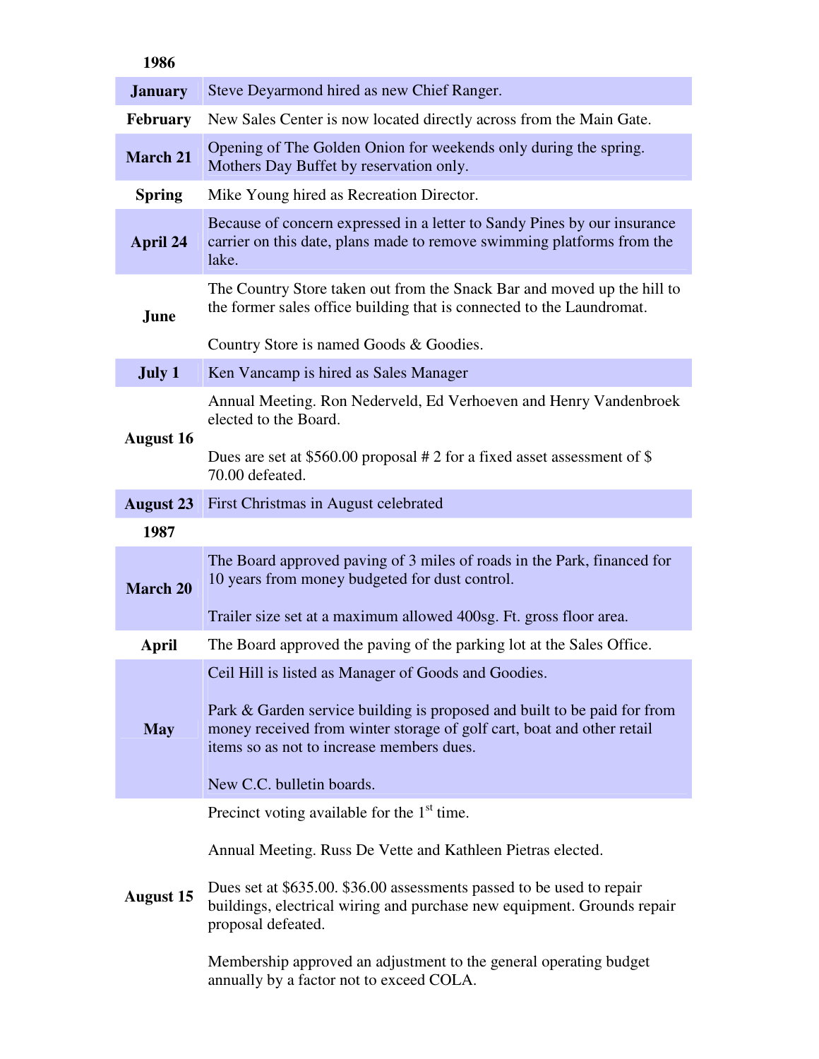| 1986 | |
|---|---|
| **January** | Steve Deyarmond hired as new Chief Ranger. |
| **February** | New Sales Center is now located directly across from the Main Gate. |
| **March 21** | Opening of The Golden Onion for weekends only during the spring. Mothers Day Buffet by reservation only. |
| **Spring** | Mike Young hired as Recreation Director. |
| **April 24** | Because of concern expressed in a letter to Sandy Pines by our insurance carrier on this date, plans made to remove swimming platforms from the lake. |
| **June** | The Country Store taken out from the Snack Bar and moved up the hill to the former sales office building that is connected to the Laundromat.<br><br>Country Store is named Goods & Goodies. |
| **July 1** | Ken Vancamp is hired as Sales Manager |
| **August 16** | Annual Meeting. Ron Nederveld, Ed Verhoeven and Henry Vandenbroek elected to the Board.<br><br>Dues are set at $560.00 proposal # 2 for a fixed asset assessment of $ 70.00 defeated. |
| **August 23** | First Christmas in August celebrated |
| **1987** | |
| **March 20** | The Board approved paving of 3 miles of roads in the Park, financed for 10 years from money budgeted for dust control.<br><br>Trailer size set at a maximum allowed 400sg. Ft. gross floor area. |
| **April** | The Board approved the paving of the parking lot at the Sales Office. |
| **May** | Ceil Hill is listed as Manager of Goods and Goodies.<br><br>Park & Garden service building is proposed and built to be paid for from money received from winter storage of golf cart, boat and other retail items so as not to increase members dues.<br><br>New C.C. bulletin boards. |
| **August 15** | Precinct voting available for the 1st time.<br><br>Annual Meeting. Russ De Vette and Kathleen Pietras elected.<br><br>Dues set at $635.00. $36.00 assessments passed to be used to repair buildings, electrical wiring and purchase new equipment. Grounds repair proposal defeated.<br><br>Membership approved an adjustment to the general operating budget annually by a factor not to exceed COLA. |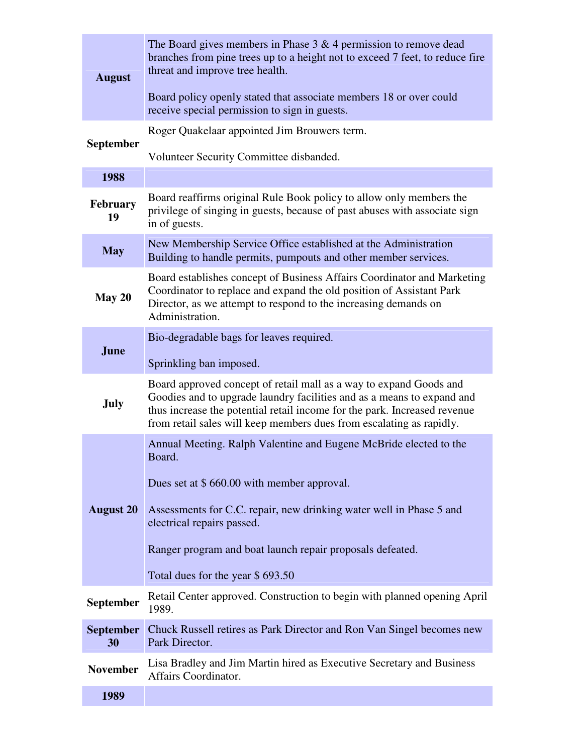| | |
|---|---|
| **August** | The Board gives members in Phase 3 & 4 permission to remove dead branches from pine trees up to a height not to exceed 7 feet, to reduce fire threat and improve tree health.<br><br>Board policy openly stated that associate members 18 or over could receive special permission to sign in guests. |
| **September** | Roger Quakelaar appointed Jim Brouwers term.<br><br>Volunteer Security Committee disbanded. |
| **1988** | |
| **February 19** | Board reaffirms original Rule Book policy to allow only members the privilege of singing in guests, because of past abuses with associate sign in of guests. |
| **May** | New Membership Service Office established at the Administration Building to handle permits, pumpouts and other member services. |
| **May 20** | Board establishes concept of Business Affairs Coordinator and Marketing Coordinator to replace and expand the old position of Assistant Park Director, as we attempt to respond to the increasing demands on Administration. |
| **June** | Bio-degradable bags for leaves required.<br><br>Sprinkling ban imposed. |
| **July** | Board approved concept of retail mall as a way to expand Goods and Goodies and to upgrade laundry facilities and as a means to expand and thus increase the potential retail income for the park. Increased revenue from retail sales will keep members dues from escalating as rapidly. |
| **August 20** | Annual Meeting. Ralph Valentine and Eugene McBride elected to the Board.<br><br>Dues set at $ 660.00 with member approval.<br><br>Assessments for C.C. repair, new drinking water well in Phase 5 and electrical repairs passed.<br><br>Ranger program and boat launch repair proposals defeated.<br><br>Total dues for the year $ 693.50 |
| **September** | Retail Center approved. Construction to begin with planned opening April 1989. |
| **September 30** | Chuck Russell retires as Park Director and Ron Van Singel becomes new Park Director. |
| **November** | Lisa Bradley and Jim Martin hired as Executive Secretary and Business Affairs Coordinator. |
| **1989** | |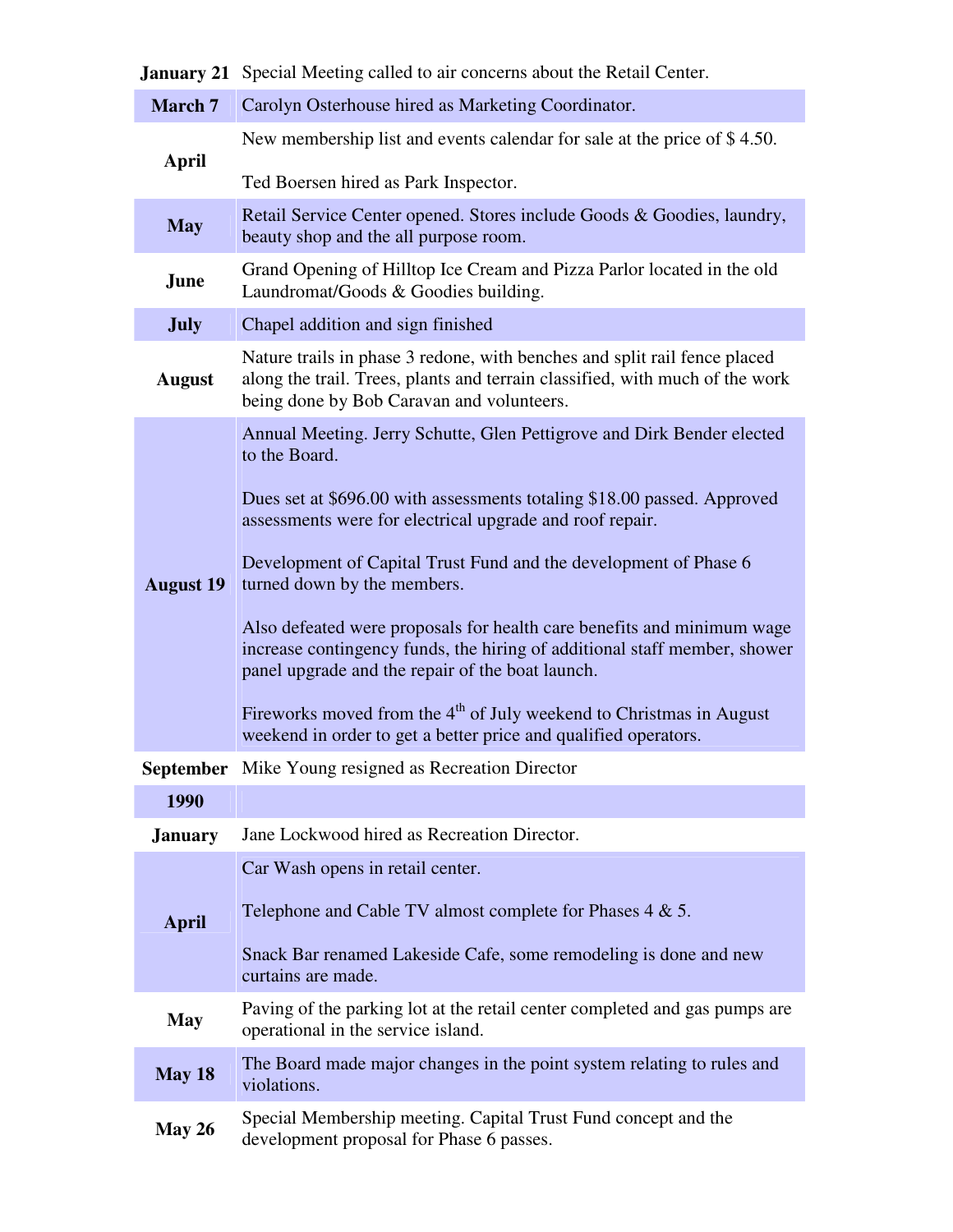| | |
|---|---|
| **January 21** | Special Meeting called to air concerns about the Retail Center. |
| **March 7** | Carolyn Osterhouse hired as Marketing Coordinator. |
| **April** | New membership list and events calendar for sale at the price of $ 4.50.<br><br>Ted Boersen hired as Park Inspector. |
| **May** | Retail Service Center opened. Stores include Goods & Goodies, laundry, beauty shop and the all purpose room. |
| **June** | Grand Opening of Hilltop Ice Cream and Pizza Parlor located in the old Laundromat/Goods & Goodies building. |
| **July** | Chapel addition and sign finished |
| **August** | Nature trails in phase 3 redone, with benches and split rail fence placed along the trail. Trees, plants and terrain classified, with much of the work being done by Bob Caravan and volunteers. |
| **August 19** | Annual Meeting. Jerry Schutte, Glen Pettigrove and Dirk Bender elected to the Board.<br><br>Dues set at $696.00 with assessments totaling $18.00 passed. Approved assessments were for electrical upgrade and roof repair.<br><br>Development of Capital Trust Fund and the development of Phase 6 turned down by the members.<br><br>Also defeated were proposals for health care benefits and minimum wage increase contingency funds, the hiring of additional staff member, shower panel upgrade and the repair of the boat launch.<br><br>Fireworks moved from the 4th of July weekend to Christmas in August weekend in order to get a better price and qualified operators. |
| **September** | Mike Young resigned as Recreation Director |
| **1990** | |
| **January** | Jane Lockwood hired as Recreation Director. |
| **April** | Car Wash opens in retail center.<br><br>Telephone and Cable TV almost complete for Phases 4 & 5.<br><br>Snack Bar renamed Lakeside Cafe, some remodeling is done and new curtains are made. |
| **May** | Paving of the parking lot at the retail center completed and gas pumps are operational in the service island. |
| **May 18** | The Board made major changes in the point system relating to rules and violations. |
| **May 26** | Special Membership meeting. Capital Trust Fund concept and the development proposal for Phase 6 passes. |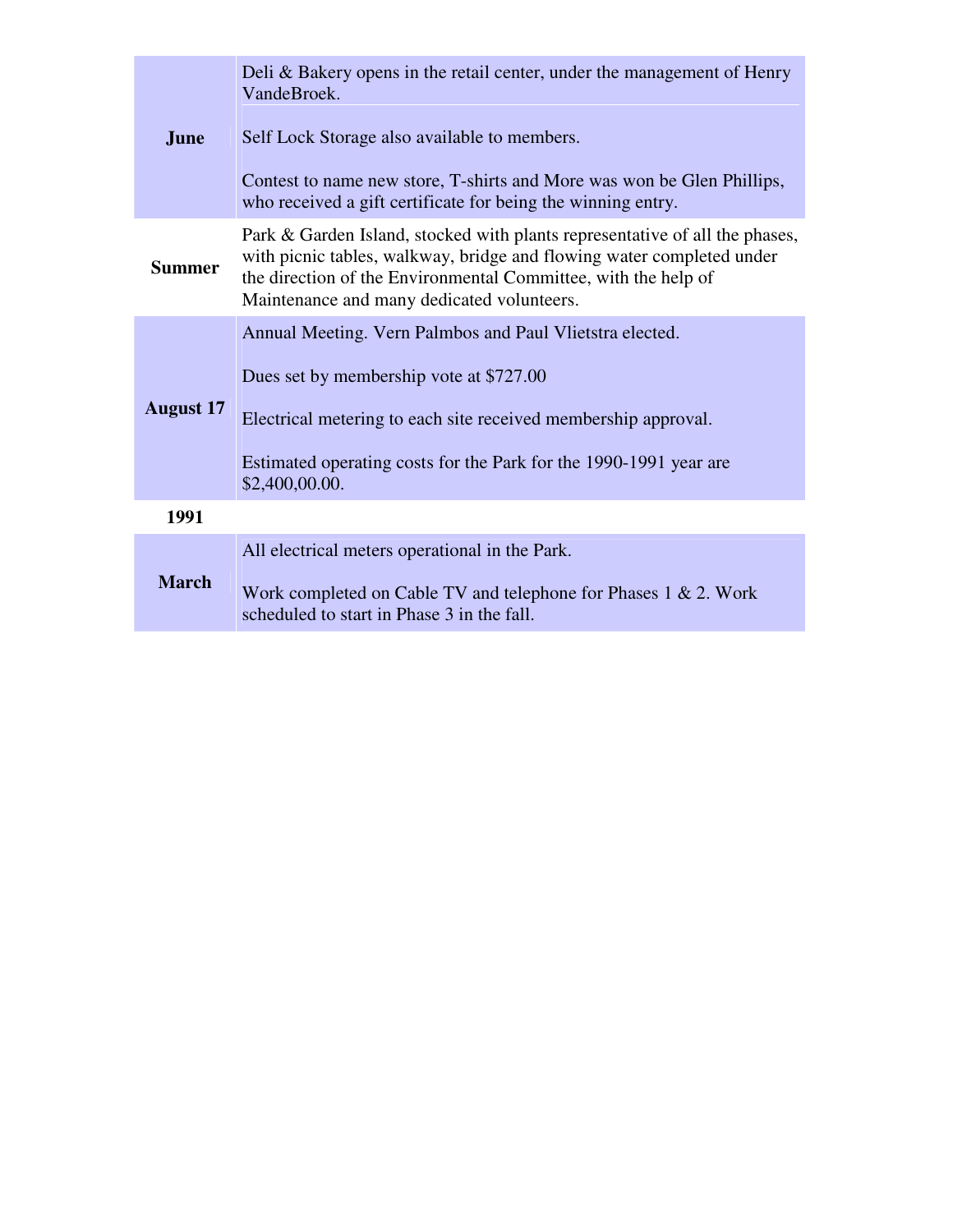| | |
|---|---|
| **June** | Deli & Bakery opens in the retail center, under the management of Henry VandeBroek.<br><br>Self Lock Storage also available to members.<br><br>Contest to name new store, T-shirts and More was won be Glen Phillips, who received a gift certificate for being the winning entry. |
| **Summer** | Park & Garden Island, stocked with plants representative of all the phases, with picnic tables, walkway, bridge and flowing water completed under the direction of the Environmental Committee, with the help of Maintenance and many dedicated volunteers. |
| **August 17** | Annual Meeting. Vern Palmbos and Paul Vlietstra elected.<br><br>Dues set by membership vote at $727.00<br><br>Electrical metering to each site received membership approval.<br><br>Estimated operating costs for the Park for the 1990-1991 year are $2,400,00.00. |

**1991**

| | |
|---|---|
| **March** | All electrical meters operational in the Park.<br><br>Work completed on Cable TV and telephone for Phases 1 & 2. Work scheduled to start in Phase 3 in the fall. |